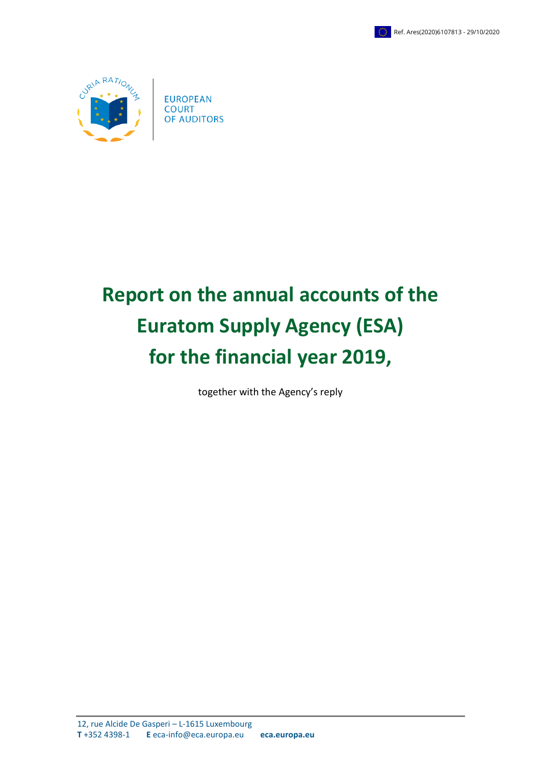Ref. Ares(2020)6107813 - 29/10/2020

EUROPEAN COURT OF AUDITORS

# Report on the annual accounts of the Euratom Supply Agency (ESA) for the financial year 2019,

together with the Agency's reply

12, rue Alcide De Gasperi – L-1615 Luxembourg
**T** +352 4398-1 **E** eca-info@eca.europa.eu **eca.europa.eu**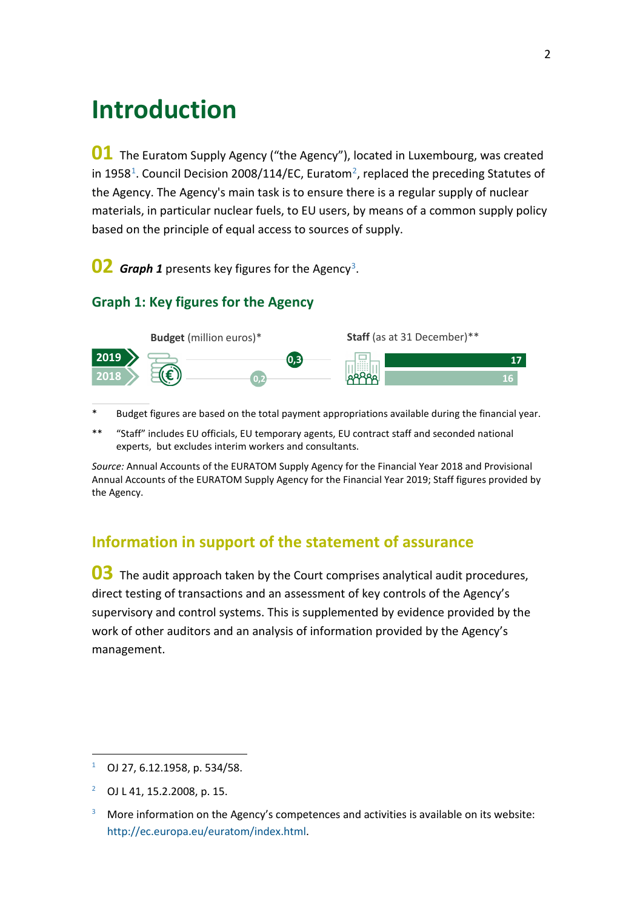# Introduction

**01** The Euratom Supply Agency ("the Agency"), located in Luxembourg, was created in 1958[1]. Council Decision 2008/114/EC, Euratom[2], replaced the preceding Statutes of the Agency. The Agency's main task is to ensure there is a regular supply of nuclear materials, in particular nuclear fuels, to EU users, by means of a common supply policy based on the principle of equal access to sources of supply.

**02** ***Graph 1*** presents key figures for the Agency[3].

### Graph 1: Key figures for the Agency

| | Budget (million euros)* | Staff (as at 31 December)** |
|---|---|---|
| 2019 | 0,3 | 17 |
| 2018 | 0,2 | 16 |

\* Budget figures are based on the total payment appropriations available during the financial year.

** "Staff" includes EU officials, EU temporary agents, EU contract staff and seconded national experts, but excludes interim workers and consultants.

*Source:* Annual Accounts of the EURATOM Supply Agency for the Financial Year 2018 and Provisional Annual Accounts of the EURATOM Supply Agency for the Financial Year 2019; Staff figures provided by the Agency.

## Information in support of the statement of assurance

**03** The audit approach taken by the Court comprises analytical audit procedures, direct testing of transactions and an assessment of key controls of the Agency's supervisory and control systems. This is supplemented by evidence provided by the work of other auditors and an analysis of information provided by the Agency's management.

---

[1] OJ 27, 6.12.1958, p. 534/58.

[2] OJ L 41, 15.2.2008, p. 15.

[3] More information on the Agency's competences and activities is available on its website: http://ec.europa.eu/euratom/index.html.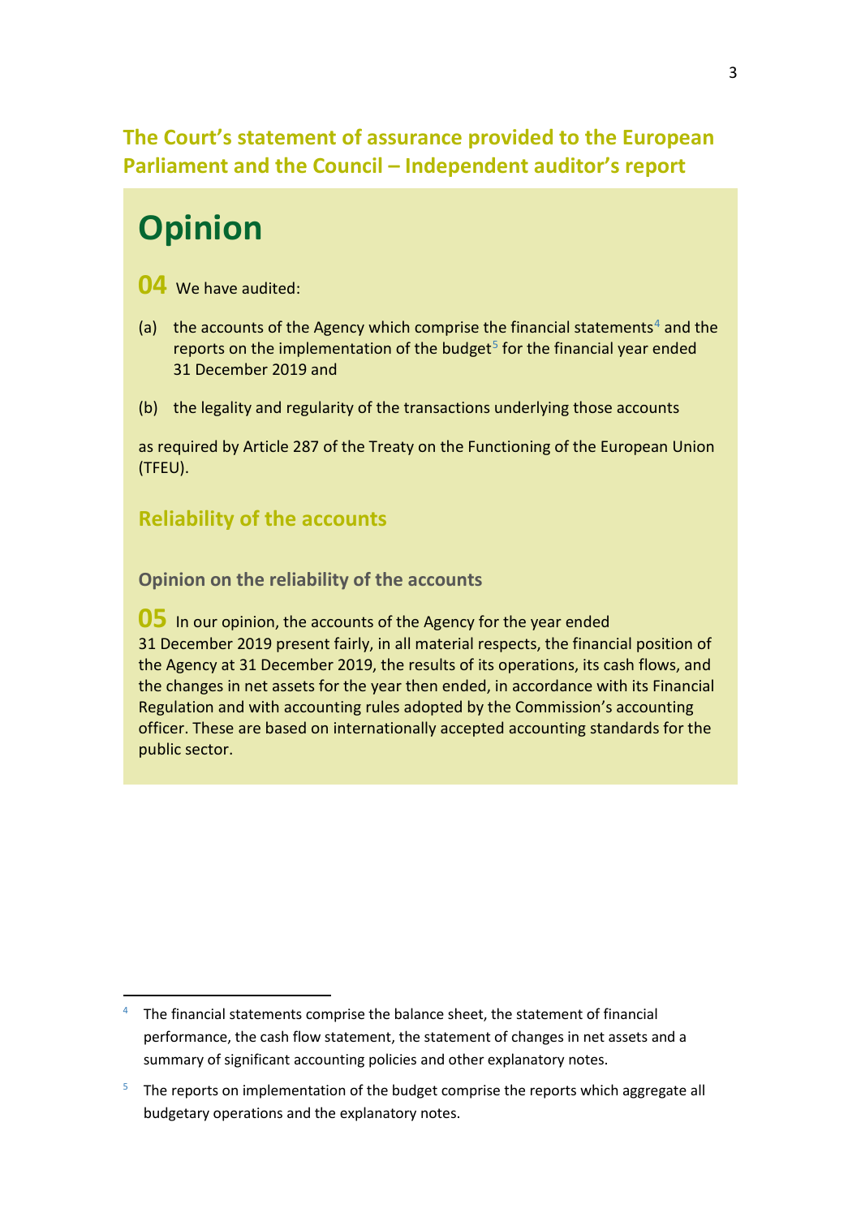## The Court's statement of assurance provided to the European Parliament and the Council – Independent auditor's report

# Opinion

**04** We have audited:

(a) the accounts of the Agency which comprise the financial statements[4] and the reports on the implementation of the budget[5] for the financial year ended 31 December 2019 and

(b) the legality and regularity of the transactions underlying those accounts

as required by Article 287 of the Treaty on the Functioning of the European Union (TFEU).

### Reliability of the accounts

#### Opinion on the reliability of the accounts

**05** In our opinion, the accounts of the Agency for the year ended 31 December 2019 present fairly, in all material respects, the financial position of the Agency at 31 December 2019, the results of its operations, its cash flows, and the changes in net assets for the year then ended, in accordance with its Financial Regulation and with accounting rules adopted by the Commission's accounting officer. These are based on internationally accepted accounting standards for the public sector.

---

[4] The financial statements comprise the balance sheet, the statement of financial performance, the cash flow statement, the statement of changes in net assets and a summary of significant accounting policies and other explanatory notes.

[5] The reports on implementation of the budget comprise the reports which aggregate all budgetary operations and the explanatory notes.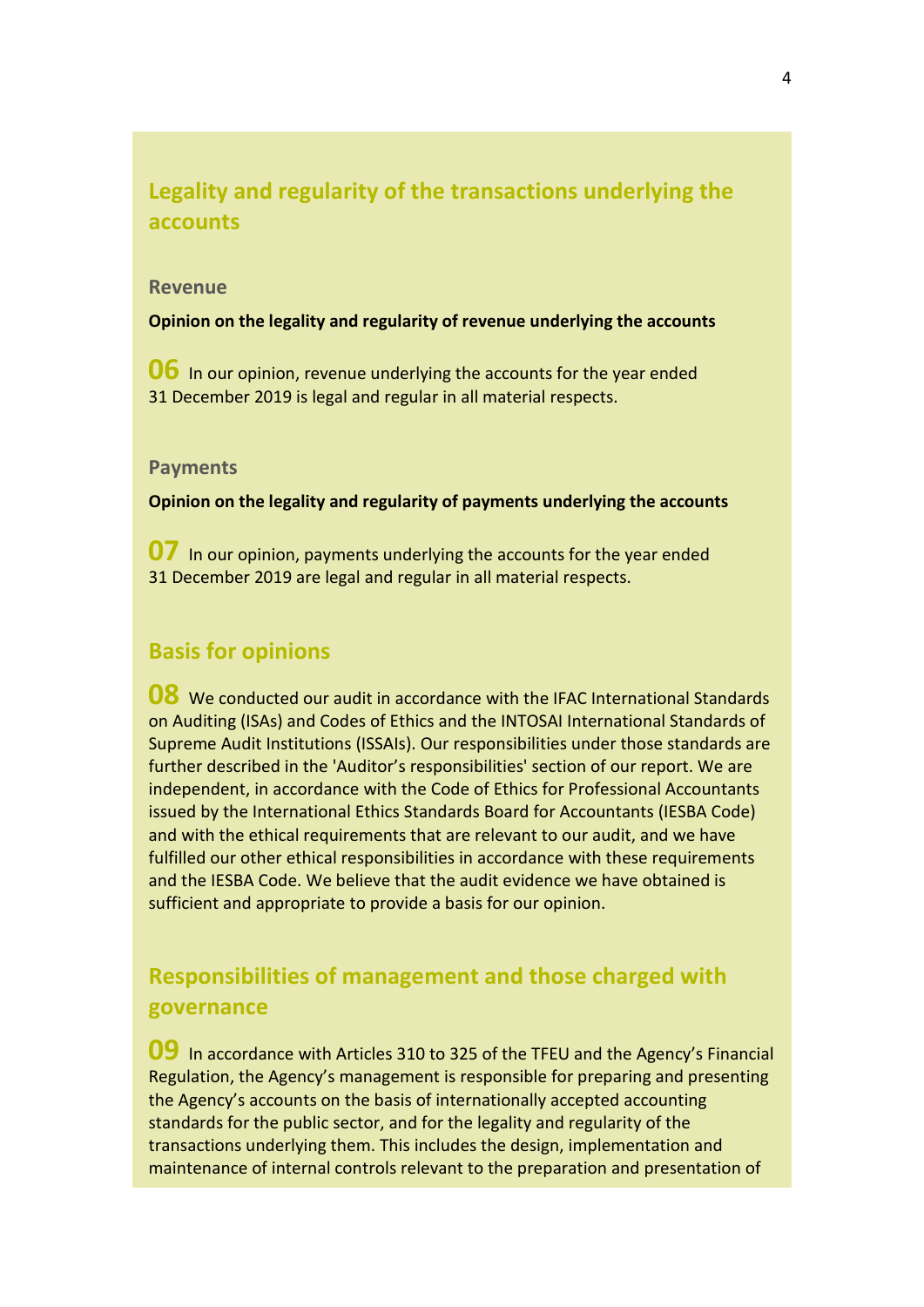## Legality and regularity of the transactions underlying the accounts

### Revenue

**Opinion on the legality and regularity of revenue underlying the accounts**

**06** In our opinion, revenue underlying the accounts for the year ended 31 December 2019 is legal and regular in all material respects.

### Payments

**Opinion on the legality and regularity of payments underlying the accounts**

**07** In our opinion, payments underlying the accounts for the year ended 31 December 2019 are legal and regular in all material respects.

## Basis for opinions

**08** We conducted our audit in accordance with the IFAC International Standards on Auditing (ISAs) and Codes of Ethics and the INTOSAI International Standards of Supreme Audit Institutions (ISSAIs). Our responsibilities under those standards are further described in the 'Auditor's responsibilities' section of our report. We are independent, in accordance with the Code of Ethics for Professional Accountants issued by the International Ethics Standards Board for Accountants (IESBA Code) and with the ethical requirements that are relevant to our audit, and we have fulfilled our other ethical responsibilities in accordance with these requirements and the IESBA Code. We believe that the audit evidence we have obtained is sufficient and appropriate to provide a basis for our opinion.

## Responsibilities of management and those charged with governance

**09** In accordance with Articles 310 to 325 of the TFEU and the Agency's Financial Regulation, the Agency's management is responsible for preparing and presenting the Agency's accounts on the basis of internationally accepted accounting standards for the public sector, and for the legality and regularity of the transactions underlying them. This includes the design, implementation and maintenance of internal controls relevant to the preparation and presentation of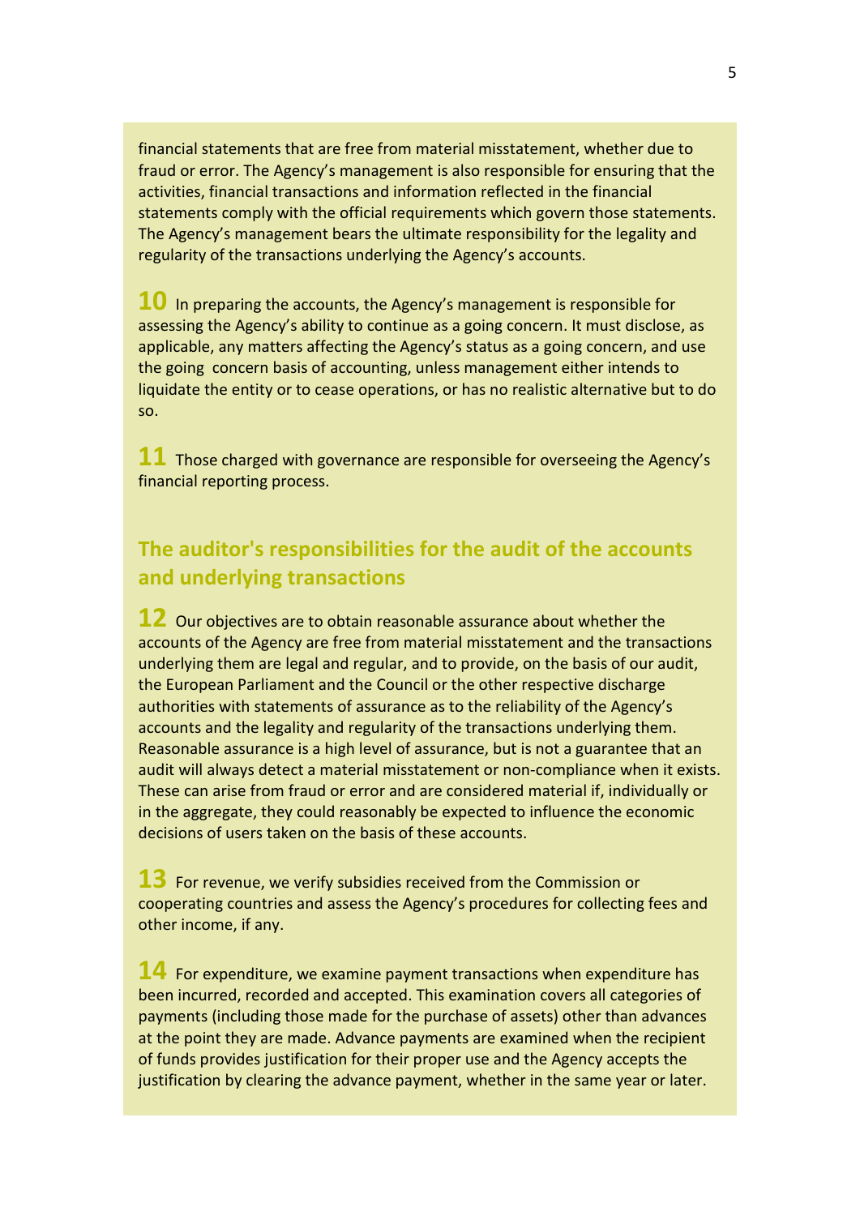financial statements that are free from material misstatement, whether due to fraud or error. The Agency's management is also responsible for ensuring that the activities, financial transactions and information reflected in the financial statements comply with the official requirements which govern those statements. The Agency's management bears the ultimate responsibility for the legality and regularity of the transactions underlying the Agency's accounts.

**10** In preparing the accounts, the Agency's management is responsible for assessing the Agency's ability to continue as a going concern. It must disclose, as applicable, any matters affecting the Agency's status as a going concern, and use the going concern basis of accounting, unless management either intends to liquidate the entity or to cease operations, or has no realistic alternative but to do so.

**11** Those charged with governance are responsible for overseeing the Agency's financial reporting process.

## The auditor's responsibilities for the audit of the accounts and underlying transactions

**12** Our objectives are to obtain reasonable assurance about whether the accounts of the Agency are free from material misstatement and the transactions underlying them are legal and regular, and to provide, on the basis of our audit, the European Parliament and the Council or the other respective discharge authorities with statements of assurance as to the reliability of the Agency's accounts and the legality and regularity of the transactions underlying them. Reasonable assurance is a high level of assurance, but is not a guarantee that an audit will always detect a material misstatement or non-compliance when it exists. These can arise from fraud or error and are considered material if, individually or in the aggregate, they could reasonably be expected to influence the economic decisions of users taken on the basis of these accounts.

**13** For revenue, we verify subsidies received from the Commission or cooperating countries and assess the Agency's procedures for collecting fees and other income, if any.

**14** For expenditure, we examine payment transactions when expenditure has been incurred, recorded and accepted. This examination covers all categories of payments (including those made for the purchase of assets) other than advances at the point they are made. Advance payments are examined when the recipient of funds provides justification for their proper use and the Agency accepts the justification by clearing the advance payment, whether in the same year or later.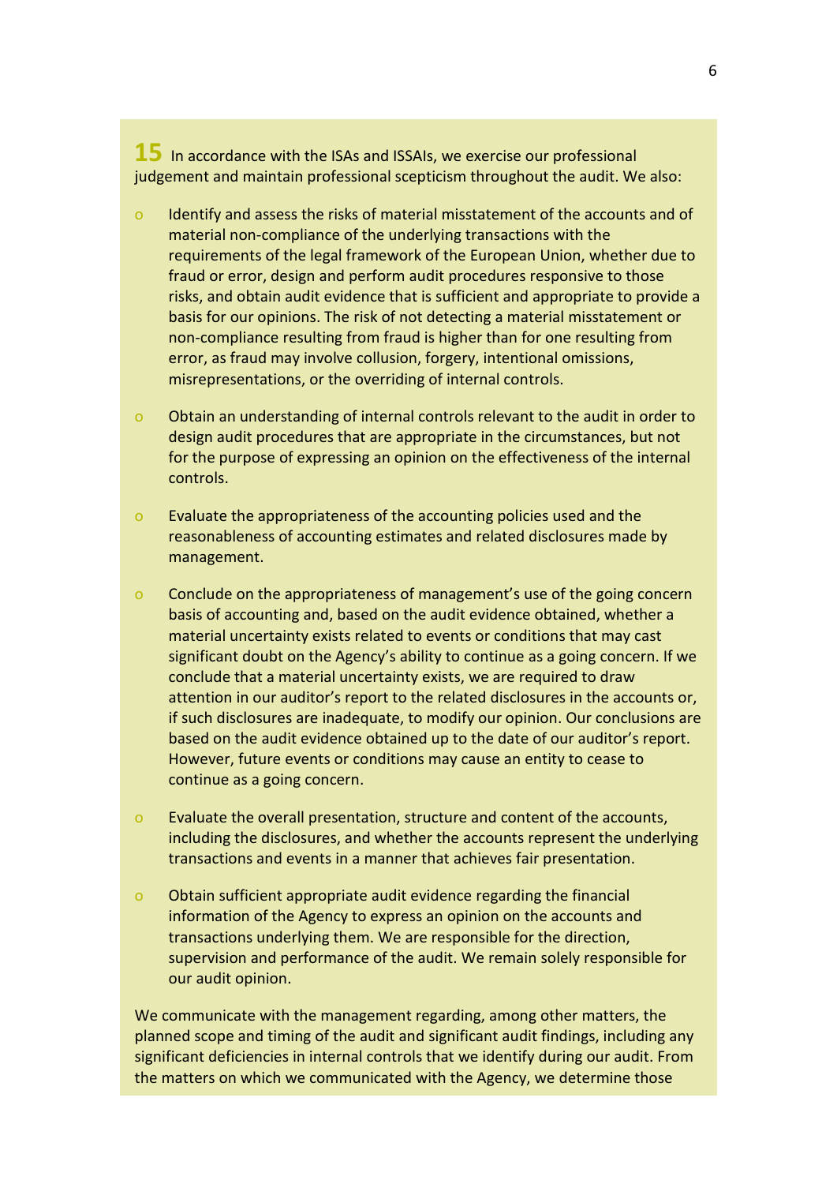**15** In accordance with the ISAs and ISSAIs, we exercise our professional judgement and maintain professional scepticism throughout the audit. We also:

- Identify and assess the risks of material misstatement of the accounts and of material non-compliance of the underlying transactions with the requirements of the legal framework of the European Union, whether due to fraud or error, design and perform audit procedures responsive to those risks, and obtain audit evidence that is sufficient and appropriate to provide a basis for our opinions. The risk of not detecting a material misstatement or non-compliance resulting from fraud is higher than for one resulting from error, as fraud may involve collusion, forgery, intentional omissions, misrepresentations, or the overriding of internal controls.

- Obtain an understanding of internal controls relevant to the audit in order to design audit procedures that are appropriate in the circumstances, but not for the purpose of expressing an opinion on the effectiveness of the internal controls.

- Evaluate the appropriateness of the accounting policies used and the reasonableness of accounting estimates and related disclosures made by management.

- Conclude on the appropriateness of management's use of the going concern basis of accounting and, based on the audit evidence obtained, whether a material uncertainty exists related to events or conditions that may cast significant doubt on the Agency's ability to continue as a going concern. If we conclude that a material uncertainty exists, we are required to draw attention in our auditor's report to the related disclosures in the accounts or, if such disclosures are inadequate, to modify our opinion. Our conclusions are based on the audit evidence obtained up to the date of our auditor's report. However, future events or conditions may cause an entity to cease to continue as a going concern.

- Evaluate the overall presentation, structure and content of the accounts, including the disclosures, and whether the accounts represent the underlying transactions and events in a manner that achieves fair presentation.

- Obtain sufficient appropriate audit evidence regarding the financial information of the Agency to express an opinion on the accounts and transactions underlying them. We are responsible for the direction, supervision and performance of the audit. We remain solely responsible for our audit opinion.

We communicate with the management regarding, among other matters, the planned scope and timing of the audit and significant audit findings, including any significant deficiencies in internal controls that we identify during our audit. From the matters on which we communicated with the Agency, we determine those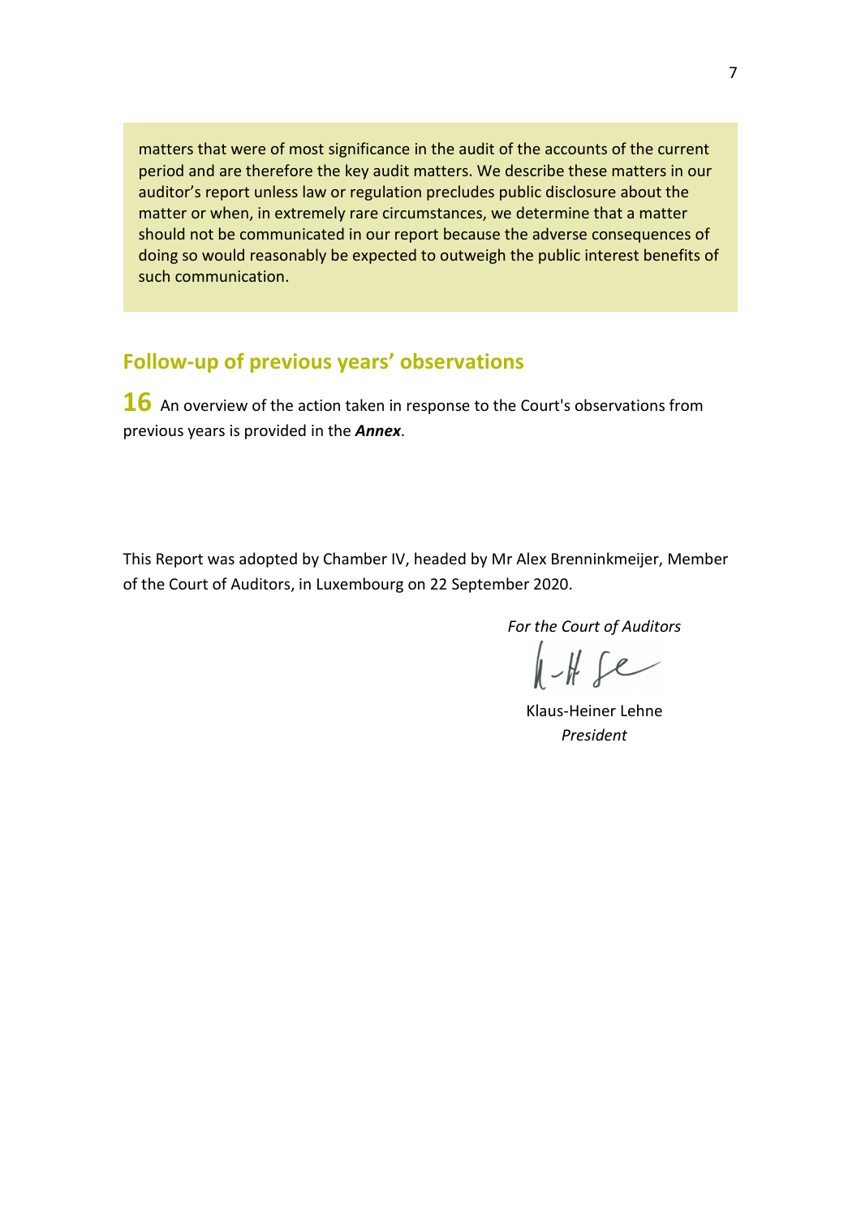matters that were of most significance in the audit of the accounts of the current period and are therefore the key audit matters. We describe these matters in our auditor's report unless law or regulation precludes public disclosure about the matter or when, in extremely rare circumstances, we determine that a matter should not be communicated in our report because the adverse consequences of doing so would reasonably be expected to outweigh the public interest benefits of such communication.

## Follow-up of previous years' observations

**16** An overview of the action taken in response to the Court's observations from previous years is provided in the ***Annex***.

This Report was adopted by Chamber IV, headed by Mr Alex Brenninkmeijer, Member of the Court of Auditors, in Luxembourg on 22 September 2020.

*For the Court of Auditors*

Klaus-Heiner Lehne
*President*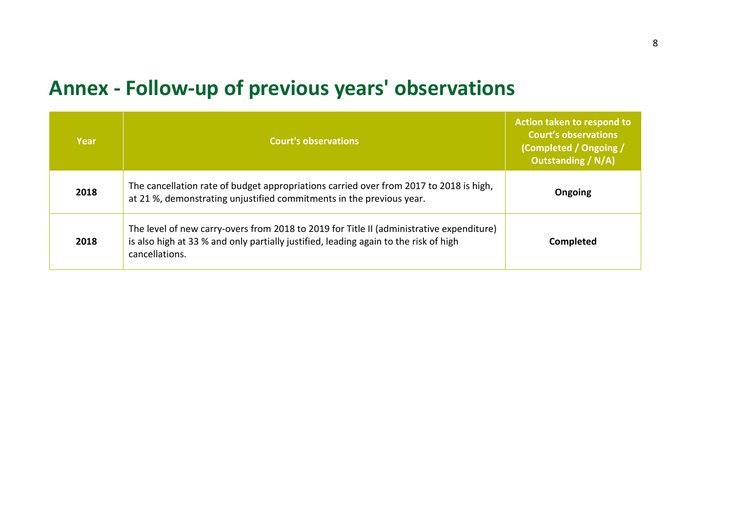# Annex - Follow-up of previous years' observations

| Year | Court's observations | Action taken to respond to Court's observations (Completed / Ongoing / Outstanding / N/A) |
|---|---|---|
| **2018** | The cancellation rate of budget appropriations carried over from 2017 to 2018 is high, at 21 %, demonstrating unjustified commitments in the previous year. | **Ongoing** |
| **2018** | The level of new carry-overs from 2018 to 2019 for Title II (administrative expenditure) is also high at 33 % and only partially justified, leading again to the risk of high cancellations. | **Completed** |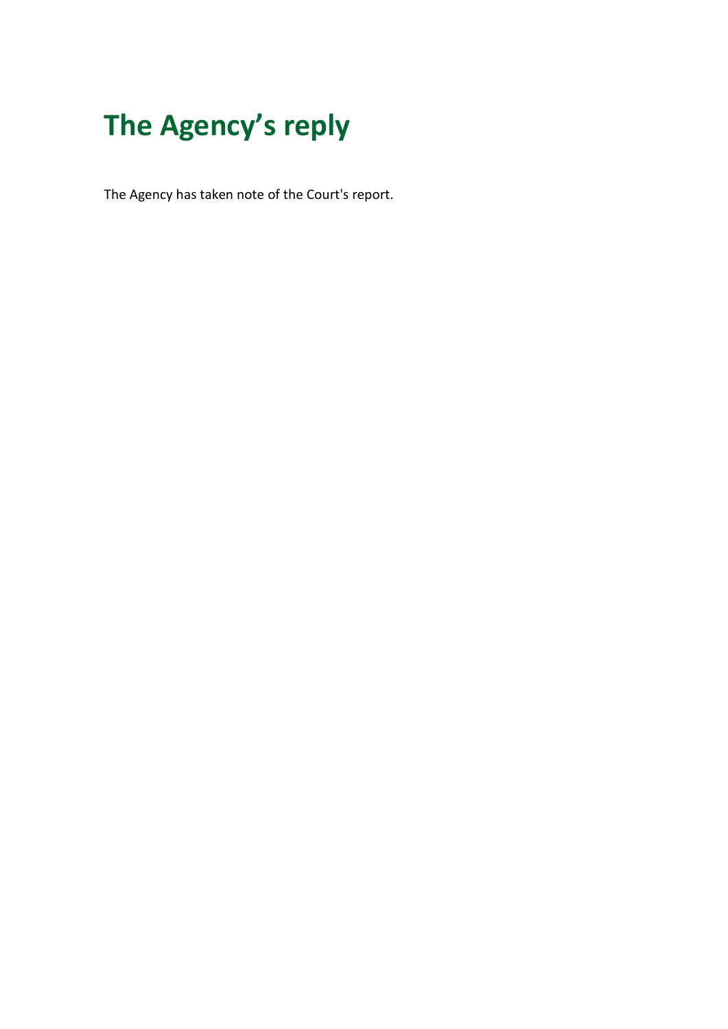# The Agency's reply

The Agency has taken note of the Court's report.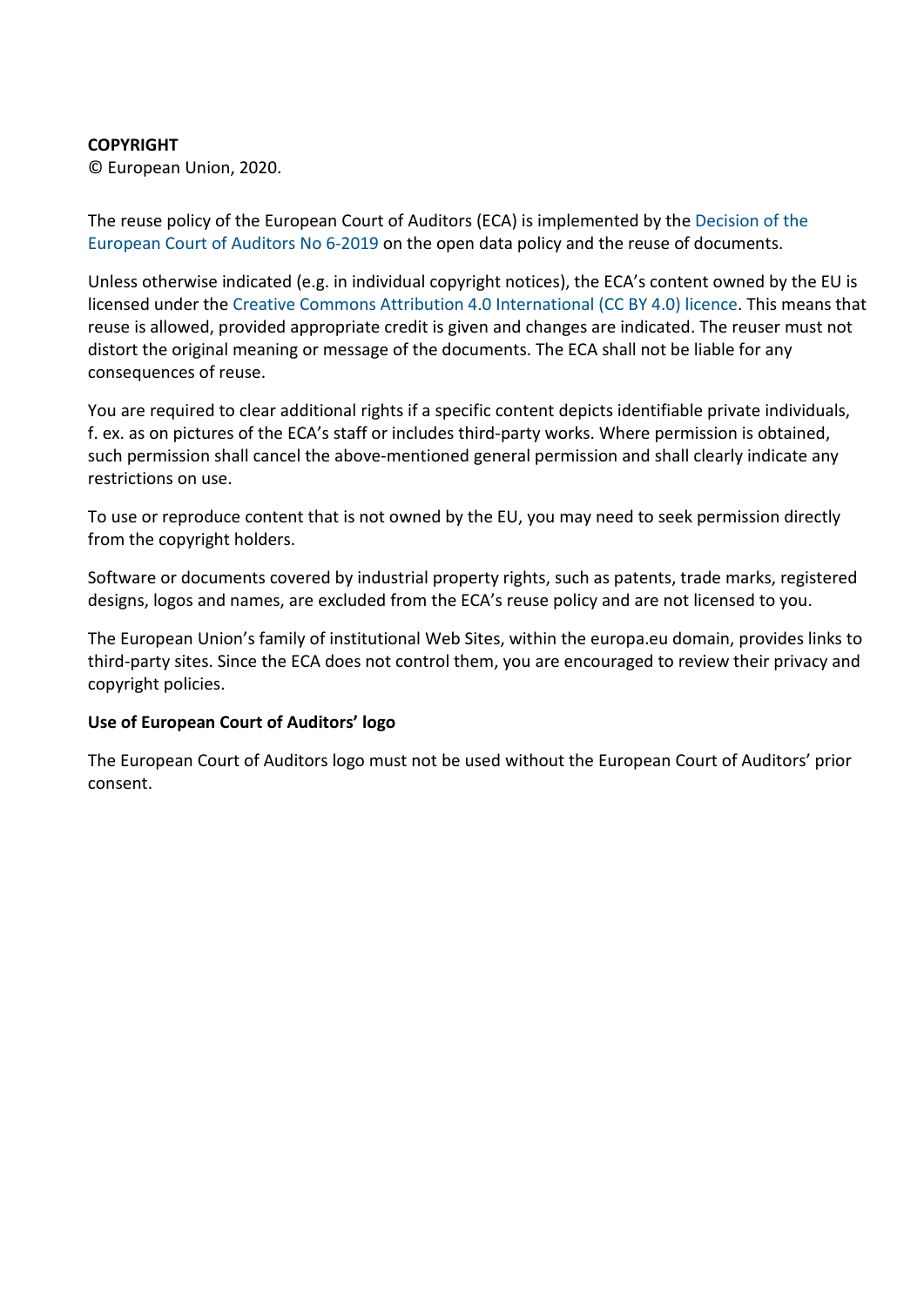**COPYRIGHT**

© European Union, 2020.

The reuse policy of the European Court of Auditors (ECA) is implemented by the Decision of the European Court of Auditors No 6-2019 on the open data policy and the reuse of documents.

Unless otherwise indicated (e.g. in individual copyright notices), the ECA's content owned by the EU is licensed under the Creative Commons Attribution 4.0 International (CC BY 4.0) licence. This means that reuse is allowed, provided appropriate credit is given and changes are indicated. The reuser must not distort the original meaning or message of the documents. The ECA shall not be liable for any consequences of reuse.

You are required to clear additional rights if a specific content depicts identifiable private individuals, f. ex. as on pictures of the ECA's staff or includes third-party works. Where permission is obtained, such permission shall cancel the above-mentioned general permission and shall clearly indicate any restrictions on use.

To use or reproduce content that is not owned by the EU, you may need to seek permission directly from the copyright holders.

Software or documents covered by industrial property rights, such as patents, trade marks, registered designs, logos and names, are excluded from the ECA's reuse policy and are not licensed to you.

The European Union's family of institutional Web Sites, within the europa.eu domain, provides links to third-party sites. Since the ECA does not control them, you are encouraged to review their privacy and copyright policies.

**Use of European Court of Auditors' logo**

The European Court of Auditors logo must not be used without the European Court of Auditors' prior consent.